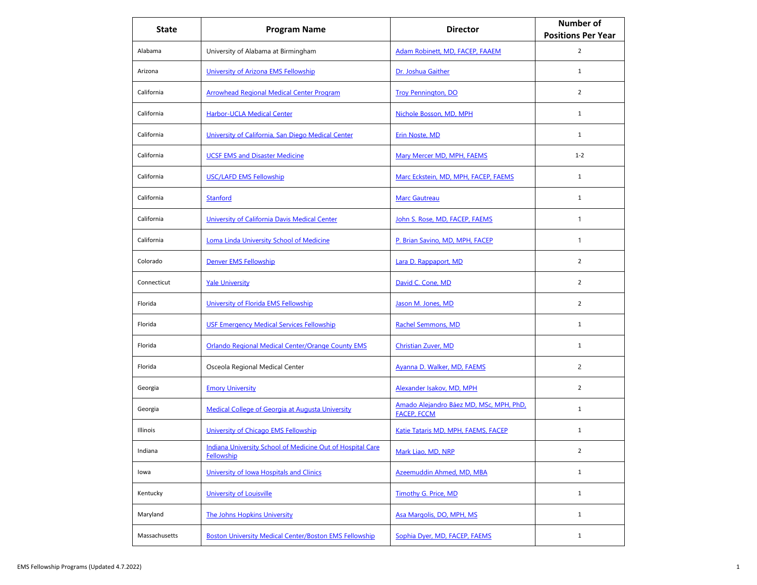| State | Program Name | Director | Number of Positions Per Year |
|---|---|---|---|
| Alabama | University of Alabama at Birmingham | Adam Robinett, MD, FACEP, FAAEM | 2 |
| Arizona | University of Arizona EMS Fellowship | Dr. Joshua Gaither | 1 |
| California | Arrowhead Regional Medical Center Program | Troy Pennington, DO | 2 |
| California | Harbor-UCLA Medical Center | Nichole Bosson, MD, MPH | 1 |
| California | University of California, San Diego Medical Center | Erin Noste, MD | 1 |
| California | UCSF EMS and Disaster Medicine | Mary Mercer MD, MPH, FAEMS | 1-2 |
| California | USC/LAFD EMS Fellowship | Marc Eckstein, MD, MPH, FACEP, FAEMS | 1 |
| California | Stanford | Marc Gautreau | 1 |
| California | University of California Davis Medical Center | John S. Rose, MD, FACEP, FAEMS | 1 |
| California | Loma Linda University School of Medicine | P. Brian Savino, MD, MPH, FACEP | 1 |
| Colorado | Denver EMS Fellowship | Lara D. Rappaport, MD | 2 |
| Connecticut | Yale University | David C. Cone, MD | 2 |
| Florida | University of Florida EMS Fellowship | Jason M. Jones, MD | 2 |
| Florida | USF Emergency Medical Services Fellowship | Rachel Semmons, MD | 1 |
| Florida | Orlando Regional Medical Center/Orange County EMS | Christian Zuver, MD | 1 |
| Florida | Osceola Regional Medical Center | Ayanna D. Walker, MD, FAEMS | 2 |
| Georgia | Emory University | Alexander Isakov, MD, MPH | 2 |
| Georgia | Medical College of Georgia at Augusta University | Amado Alejandro Báez MD, MSc, MPH, PhD, FACEP, FCCM | 1 |
| Illinois | University of Chicago EMS Fellowship | Katie Tataris MD, MPH, FAEMS, FACEP | 1 |
| Indiana | Indiana University School of Medicine Out of Hospital Care Fellowship | Mark Liao, MD, NRP | 2 |
| Iowa | University of Iowa Hospitals and Clinics | Azeemuddin Ahmed, MD, MBA | 1 |
| Kentucky | University of Louisville | Timothy G. Price, MD | 1 |
| Maryland | The Johns Hopkins University | Asa Margolis, DO, MPH, MS | 1 |
| Massachusetts | Boston University Medical Center/Boston EMS Fellowship | Sophia Dyer, MD, FACEP, FAEMS | 1 |

EMS Fellowship Programs (Updated 4.7.2022)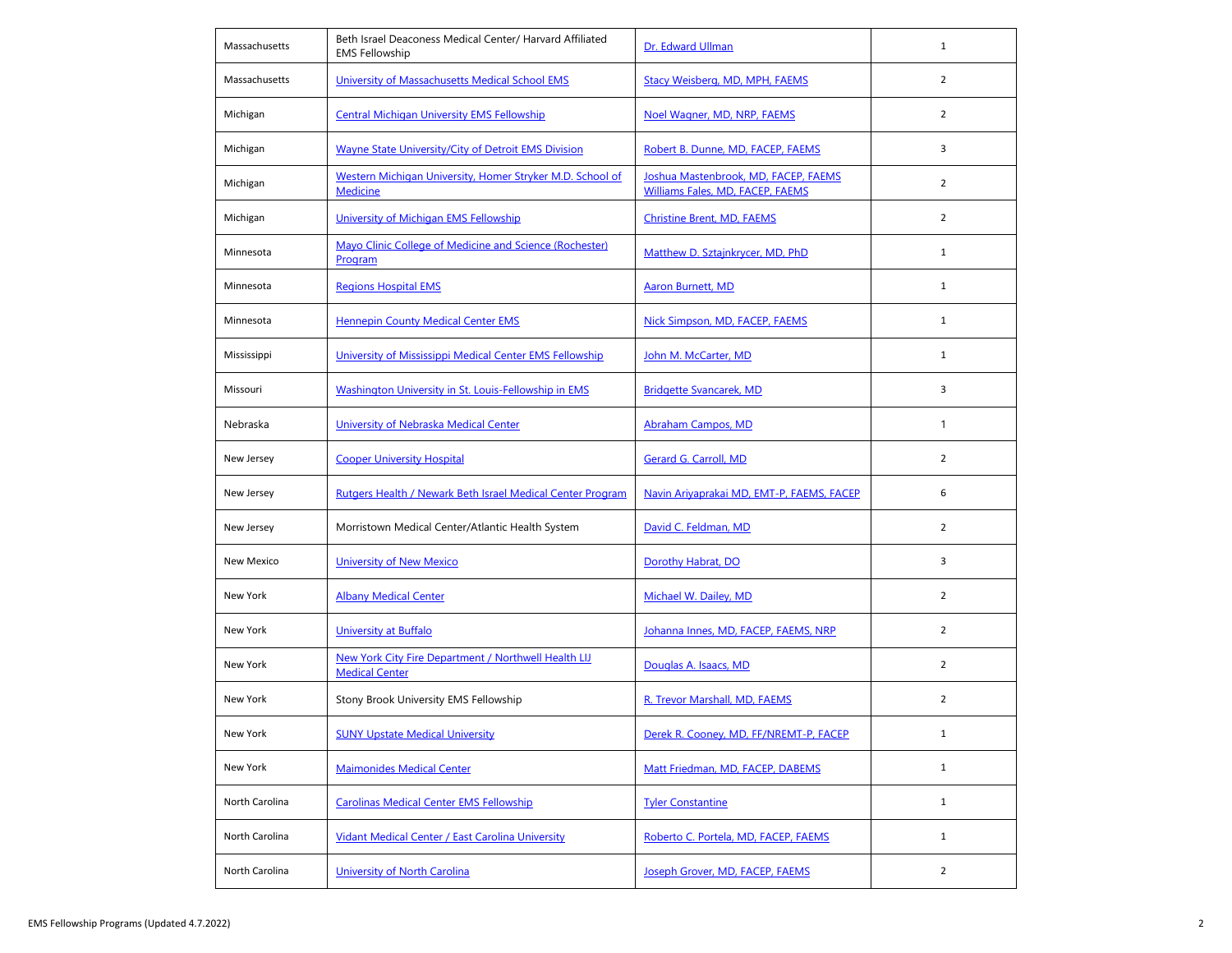| Massachusetts | Beth Israel Deaconess Medical Center/ Harvard Affiliated EMS Fellowship | Dr. Edward Ullman | 1 |
|---|---|---|---|
| Massachusetts | University of Massachusetts Medical School EMS | Stacy Weisberg, MD, MPH, FAEMS | 2 |
| Michigan | Central Michigan University EMS Fellowship | Noel Wagner, MD, NRP, FAEMS | 2 |
| Michigan | Wayne State University/City of Detroit EMS Division | Robert B. Dunne, MD, FACEP, FAEMS | 3 |
| Michigan | Western Michigan University, Homer Stryker M.D. School of Medicine | Joshua Mastenbrook, MD, FACEP, FAEMS<br>Williams Fales, MD, FACEP, FAEMS | 2 |
| Michigan | University of Michigan EMS Fellowship | Christine Brent, MD, FAEMS | 2 |
| Minnesota | Mayo Clinic College of Medicine and Science (Rochester) Program | Matthew D. Sztajnkrycer, MD, PhD | 1 |
| Minnesota | Regions Hospital EMS | Aaron Burnett, MD | 1 |
| Minnesota | Hennepin County Medical Center EMS | Nick Simpson, MD, FACEP, FAEMS | 1 |
| Mississippi | University of Mississippi Medical Center EMS Fellowship | John M. McCarter, MD | 1 |
| Missouri | Washington University in St. Louis-Fellowship in EMS | Bridgette Svancarek, MD | 3 |
| Nebraska | University of Nebraska Medical Center | Abraham Campos, MD | 1 |
| New Jersey | Cooper University Hospital | Gerard G. Carroll, MD | 2 |
| New Jersey | Rutgers Health / Newark Beth Israel Medical Center Program | Navin Ariyaprakai MD, EMT-P, FAEMS, FACEP | 6 |
| New Jersey | Morristown Medical Center/Atlantic Health System | David C. Feldman, MD | 2 |
| New Mexico | University of New Mexico | Dorothy Habrat, DO | 3 |
| New York | Albany Medical Center | Michael W. Dailey, MD | 2 |
| New York | University at Buffalo | Johanna Innes, MD, FACEP, FAEMS, NRP | 2 |
| New York | New York City Fire Department / Northwell Health LIJ Medical Center | Douglas A. Isaacs, MD | 2 |
| New York | Stony Brook University EMS Fellowship | R. Trevor Marshall, MD, FAEMS | 2 |
| New York | SUNY Upstate Medical University | Derek R. Cooney, MD, FF/NREMT-P, FACEP | 1 |
| New York | Maimonides Medical Center | Matt Friedman, MD, FACEP, DABEMS | 1 |
| North Carolina | Carolinas Medical Center EMS Fellowship | Tyler Constantine | 1 |
| North Carolina | Vidant Medical Center / East Carolina University | Roberto C. Portela, MD, FACEP, FAEMS | 1 |
| North Carolina | University of North Carolina | Joseph Grover, MD, FACEP, FAEMS | 2 |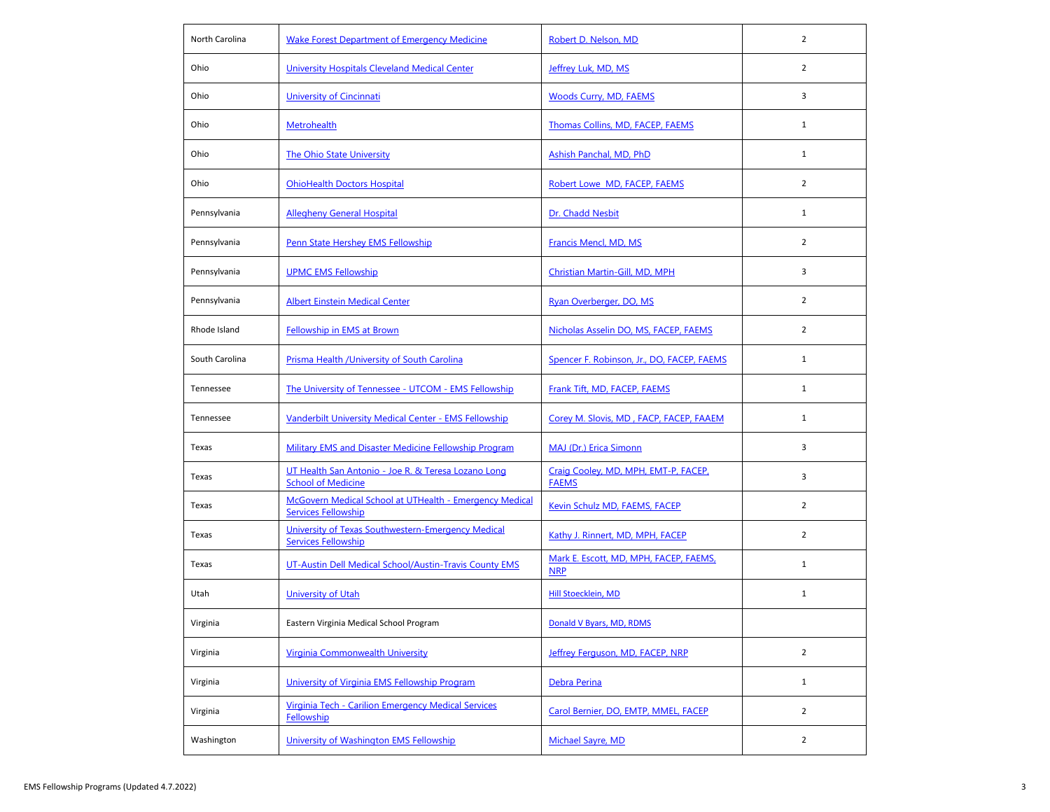| | | | |
|---|---|---|---|
| North Carolina | Wake Forest Department of Emergency Medicine | Robert D. Nelson, MD | 2 |
| Ohio | University Hospitals Cleveland Medical Center | Jeffrey Luk, MD, MS | 2 |
| Ohio | University of Cincinnati | Woods Curry, MD, FAEMS | 3 |
| Ohio | Metrohealth | Thomas Collins, MD, FACEP, FAEMS | 1 |
| Ohio | The Ohio State University | Ashish Panchal, MD, PhD | 1 |
| Ohio | OhioHealth Doctors Hospital | Robert Lowe MD, FACEP, FAEMS | 2 |
| Pennsylvania | Allegheny General Hospital | Dr. Chadd Nesbit | 1 |
| Pennsylvania | Penn State Hershey EMS Fellowship | Francis Mencl, MD, MS | 2 |
| Pennsylvania | UPMC EMS Fellowship | Christian Martin-Gill, MD, MPH | 3 |
| Pennsylvania | Albert Einstein Medical Center | Ryan Overberger, DO, MS | 2 |
| Rhode Island | Fellowship in EMS at Brown | Nicholas Asselin DO, MS, FACEP, FAEMS | 2 |
| South Carolina | Prisma Health /University of South Carolina | Spencer F. Robinson, Jr., DO, FACEP, FAEMS | 1 |
| Tennessee | The University of Tennessee - UTCOM - EMS Fellowship | Frank Tift, MD, FACEP, FAEMS | 1 |
| Tennessee | Vanderbilt University Medical Center - EMS Fellowship | Corey M. Slovis, MD , FACP, FACEP, FAAEM | 1 |
| Texas | Military EMS and Disaster Medicine Fellowship Program | MAJ (Dr.) Erica Simonn | 3 |
| Texas | UT Health San Antonio - Joe R. & Teresa Lozano Long School of Medicine | Craig Cooley, MD, MPH, EMT-P, FACEP, FAEMS | 3 |
| Texas | McGovern Medical School at UTHealth - Emergency Medical Services Fellowship | Kevin Schulz MD, FAEMS, FACEP | 2 |
| Texas | University of Texas Southwestern-Emergency Medical Services Fellowship | Kathy J. Rinnert, MD, MPH, FACEP | 2 |
| Texas | UT-Austin Dell Medical School/Austin-Travis County EMS | Mark E. Escott, MD, MPH, FACEP, FAEMS, NRP | 1 |
| Utah | University of Utah | Hill Stoecklein, MD | 1 |
| Virginia | Eastern Virginia Medical School Program | Donald V Byars, MD, RDMS | |
| Virginia | Virginia Commonwealth University | Jeffrey Ferguson, MD, FACEP, NRP | 2 |
| Virginia | University of Virginia EMS Fellowship Program | Debra Perina | 1 |
| Virginia | Virginia Tech - Carilion Emergency Medical Services Fellowship | Carol Bernier, DO, EMTP, MMEL, FACEP | 2 |
| Washington | University of Washington EMS Fellowship | Michael Sayre, MD | 2 |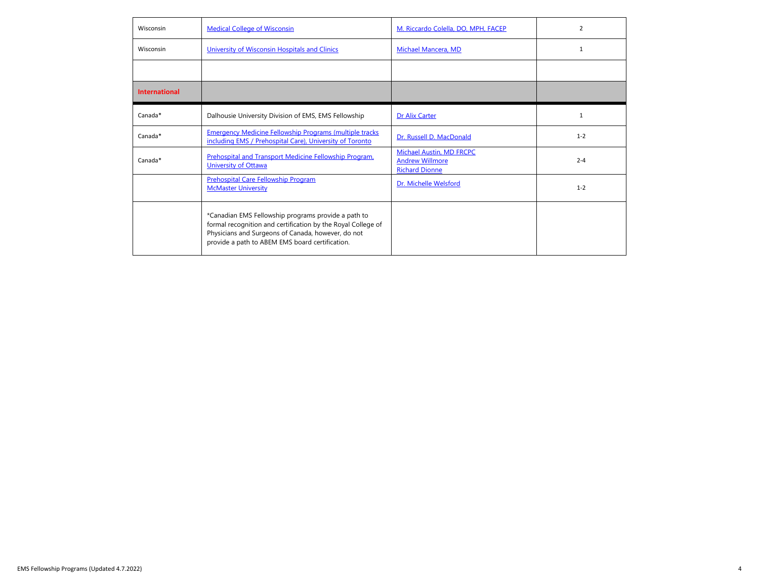| | | | |
|---|---|---|---|
| Wisconsin | Medical College of Wisconsin | M. Riccardo Colella, DO, MPH, FACEP | 2 |
| Wisconsin | University of Wisconsin Hospitals and Clinics | Michael Mancera, MD | 1 |
| | | | |
| **International** | | | |
| Canada* | Dalhousie University Division of EMS, EMS Fellowship | Dr Alix Carter | 1 |
| Canada* | Emergency Medicine Fellowship Programs (multiple tracks including EMS / Prehospital Care), University of Toronto | Dr. Russell D. MacDonald | 1-2 |
| Canada* | Prehospital and Transport Medicine Fellowship Program, University of Ottawa | Michael Austin, MD FRCPC<br>Andrew Willmore<br>Richard Dionne | 2-4 |
| | Prehospital Care Fellowship Program<br>McMaster University | Dr. Michelle Welsford | 1-2 |
| | *Canadian EMS Fellowship programs provide a path to formal recognition and certification by the Royal College of Physicians and Surgeons of Canada, however, do not provide a path to ABEM EMS board certification. | | |